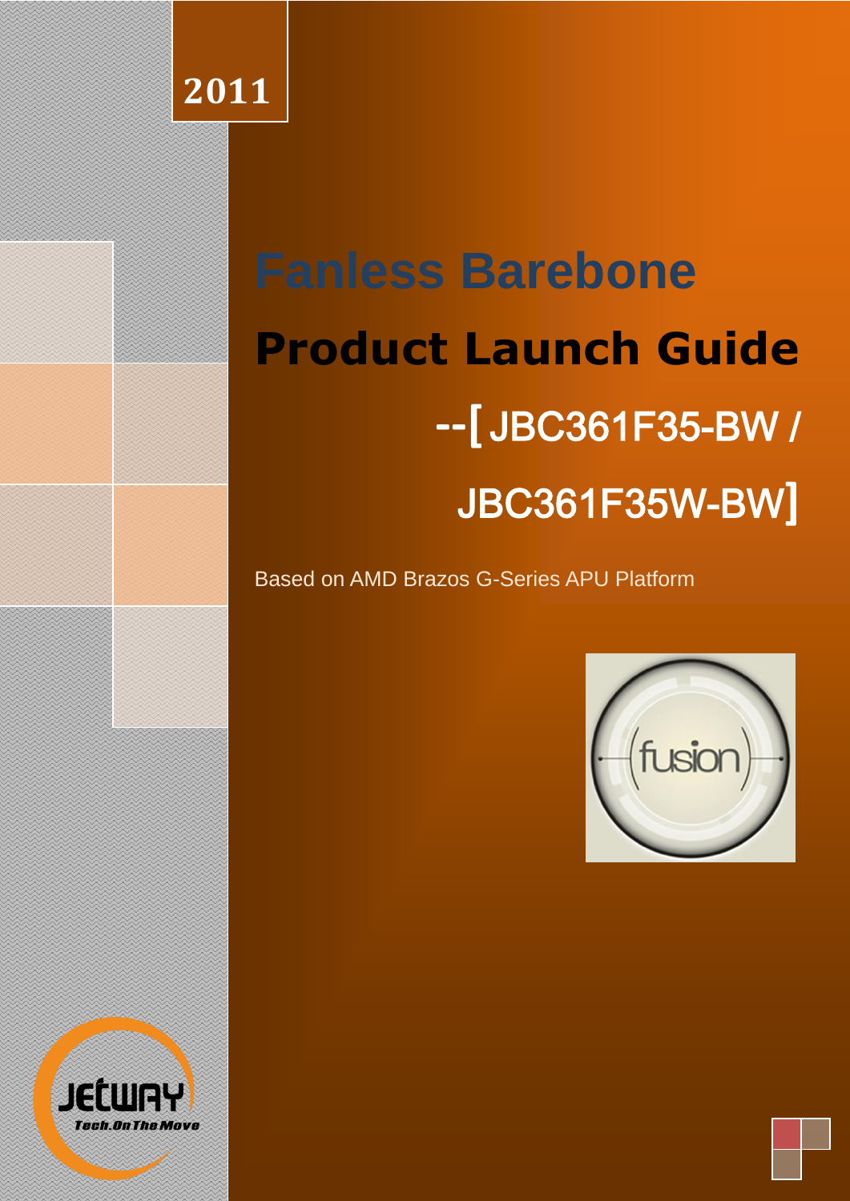2011

# Fanless Barebone

# Product Launch Guide

## --[ JBC361F35-BW / JBC361F35W-BW]

Based on AMD Brazos G-Series APU Platform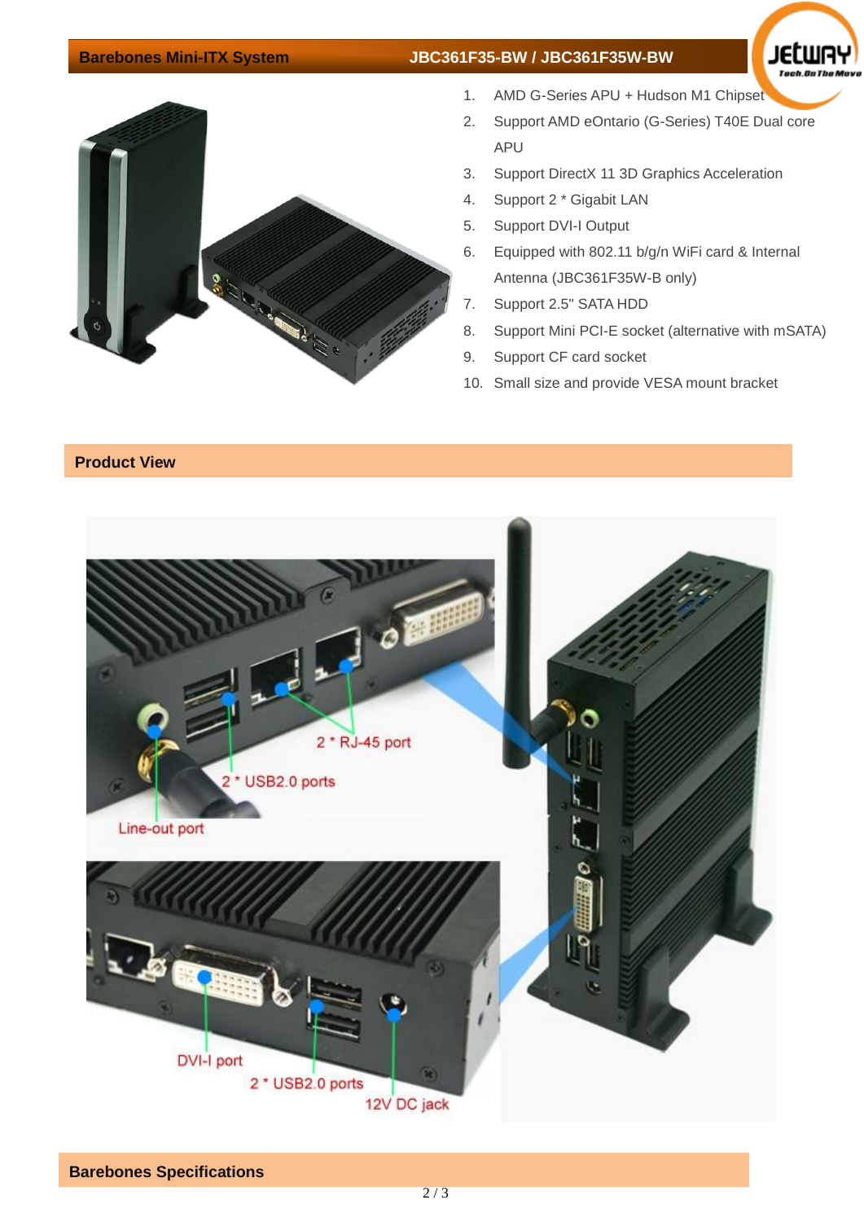## Barebones Mini-ITX System JBC361F35-BW / JBC361F35W-BW

1. AMD G-Series APU + Hudson M1 Chipset
2. Support AMD eOntario (G-Series) T40E Dual core APU
3. Support DirectX 11 3D Graphics Acceleration
4. Support 2 * Gigabit LAN
5. Support DVI-I Output
6. Equipped with 802.11 b/g/n WiFi card & Internal Antenna (JBC361F35W-B only)
7. Support 2.5" SATA HDD
8. Support Mini PCI-E socket (alternative with mSATA)
9. Support CF card socket
10. Small size and provide VESA mount bracket

## Product View

2 * RJ-45 port

2 * USB2.0 ports

Line-out port

DVI-I port

2 * USB2.0 ports

12V DC jack

## Barebones Specifications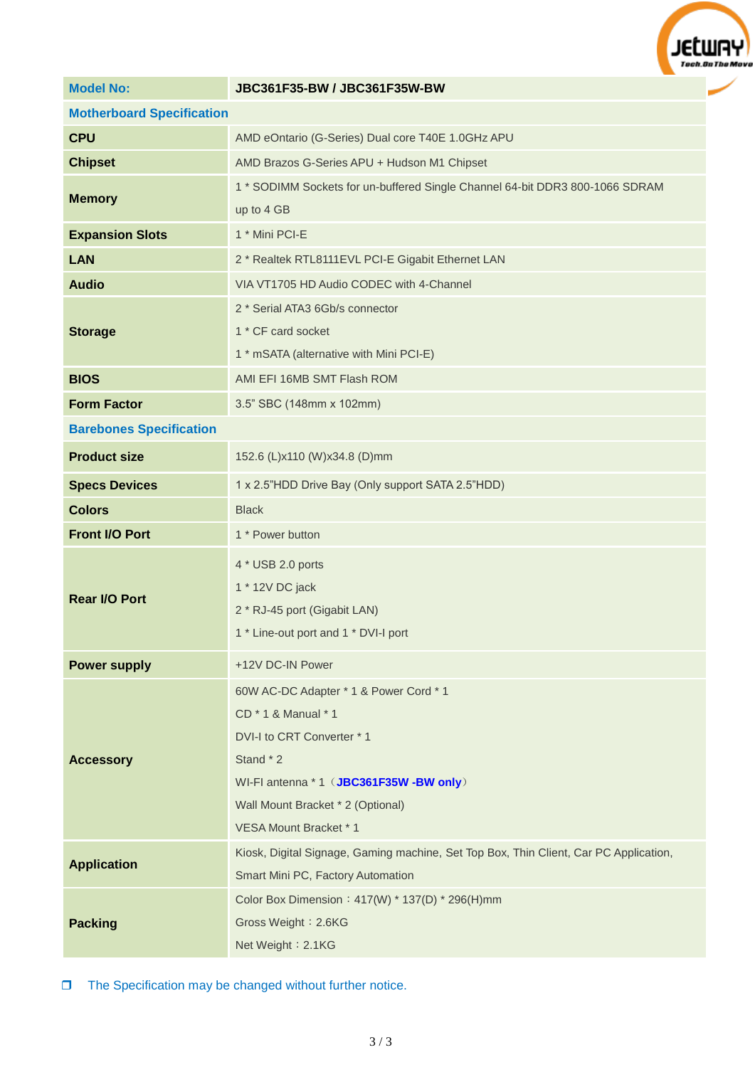| | |
|---|---|
| **Model No:** | **JBC361F35-BW / JBC361F35W-BW** |
| **Motherboard Specification** | |
| **CPU** | AMD eOntario (G-Series) Dual core T40E 1.0GHz APU |
| **Chipset** | AMD Brazos G-Series APU + Hudson M1 Chipset |
| **Memory** | 1 * SODIMM Sockets for un-buffered Single Channel 64-bit DDR3 800-1066 SDRAM up to 4 GB |
| **Expansion Slots** | 1 * Mini PCI-E |
| **LAN** | 2 * Realtek RTL8111EVL PCI-E Gigabit Ethernet LAN |
| **Audio** | VIA VT1705 HD Audio CODEC with 4-Channel |
| **Storage** | 2 * Serial ATA3 6Gb/s connector<br>1 * CF card socket<br>1 * mSATA (alternative with Mini PCI-E) |
| **BIOS** | AMI EFI 16MB SMT Flash ROM |
| **Form Factor** | 3.5" SBC (148mm x 102mm) |
| **Barebones Specification** | |
| **Product size** | 152.6 (L)x110 (W)x34.8 (D)mm |
| **Specs Devices** | 1 x 2.5"HDD Drive Bay (Only support SATA 2.5"HDD) |
| **Colors** | Black |
| **Front I/O Port** | 1 * Power button |
| **Rear I/O Port** | 4 * USB 2.0 ports<br>1 * 12V DC jack<br>2 * RJ-45 port (Gigabit LAN)<br>1 * Line-out port and 1 * DVI-I port |
| **Power supply** | +12V DC-IN Power |
| **Accessory** | 60W AC-DC Adapter * 1 & Power Cord * 1<br>CD * 1 & Manual * 1<br>DVI-I to CRT Converter * 1<br>Stand * 2<br>WI-FI antenna * 1（**JBC361F35W -BW only**）<br>Wall Mount Bracket * 2 (Optional)<br>VESA Mount Bracket * 1 |
| **Application** | Kiosk, Digital Signage, Gaming machine, Set Top Box, Thin Client, Car PC Application, Smart Mini PC, Factory Automation |
| **Packing** | Color Box Dimension：417(W) * 137(D) * 296(H)mm<br>Gross Weight：2.6KG<br>Net Weight：2.1KG |

❒ The Specification may be changed without further notice.